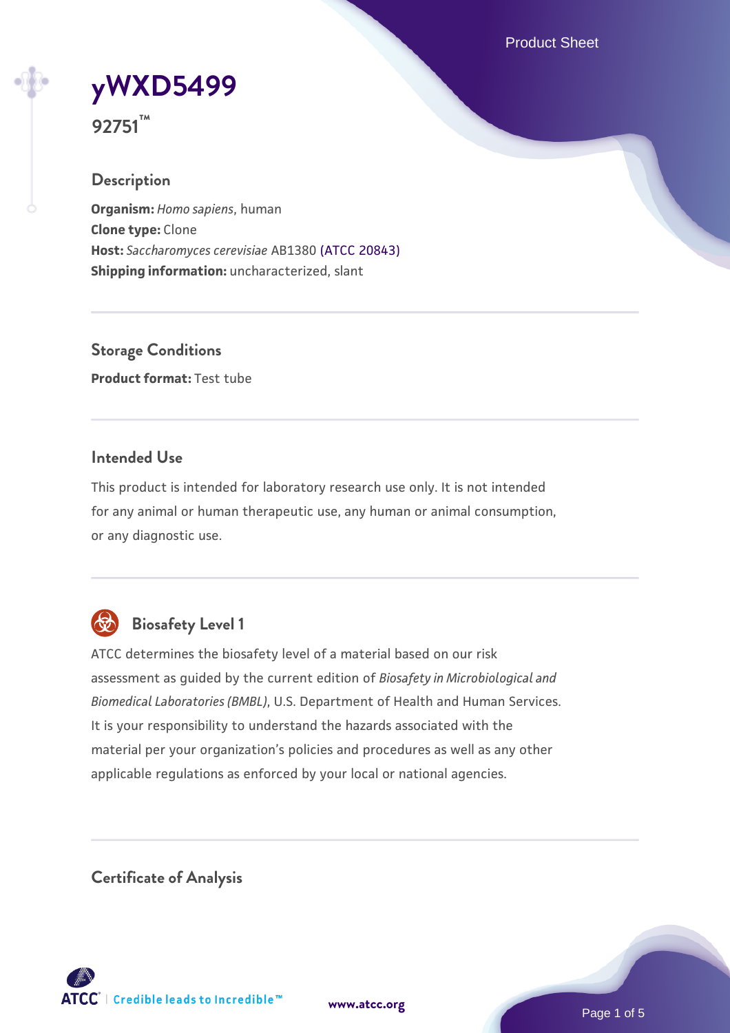# yWXD5499

**92751™**

## Description

**Organism:** *Homo sapiens*, human
**Clone type:** Clone
**Host:** *Saccharomyces cerevisiae* AB1380 (ATCC 20843)
**Shipping information:** uncharacterized, slant

## Storage Conditions

**Product format:** Test tube

## Intended Use

This product is intended for laboratory research use only. It is not intended for any animal or human therapeutic use, any human or animal consumption, or any diagnostic use.

## Biosafety Level 1

ATCC determines the biosafety level of a material based on our risk assessment as guided by the current edition of *Biosafety in Microbiological and Biomedical Laboratories (BMBL)*, U.S. Department of Health and Human Services. It is your responsibility to understand the hazards associated with the material per your organization's policies and procedures as well as any other applicable regulations as enforced by your local or national agencies.

## Certificate of Analysis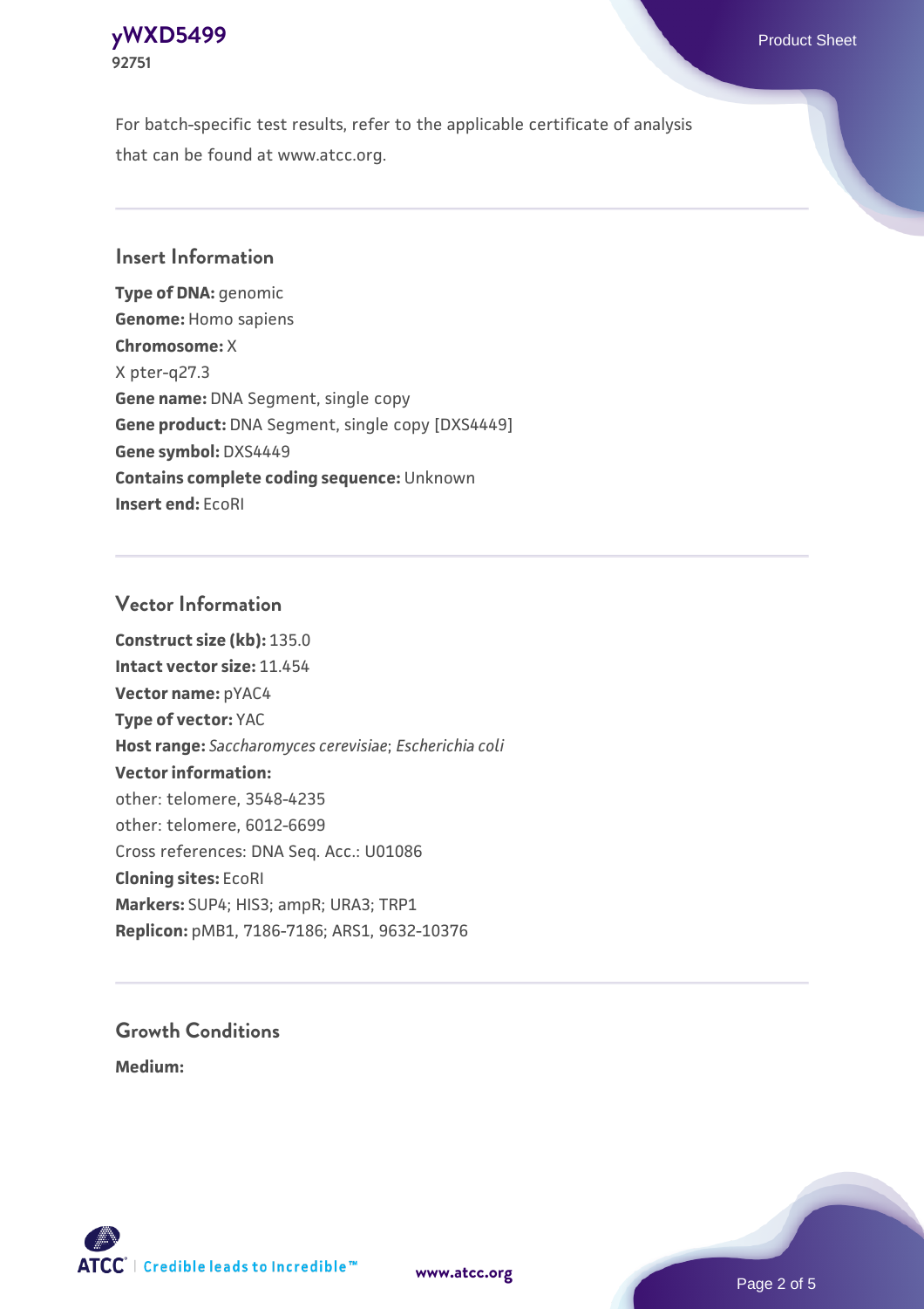For batch-specific test results, refer to the applicable certificate of analysis that can be found at www.atcc.org.

## Insert Information

**Type of DNA:** genomic
**Genome:** Homo sapiens
**Chromosome:** X
X pter-q27.3
**Gene name:** DNA Segment, single copy
**Gene product:** DNA Segment, single copy [DXS4449]
**Gene symbol:** DXS4449
**Contains complete coding sequence:** Unknown
**Insert end:** EcoRI

## Vector Information

**Construct size (kb):** 135.0
**Intact vector size:** 11.454
**Vector name:** pYAC4
**Type of vector:** YAC
**Host range:** *Saccharomyces cerevisiae*; *Escherichia coli*
**Vector information:**
other: telomere, 3548-4235
other: telomere, 6012-6699
Cross references: DNA Seq. Acc.: U01086
**Cloning sites:** EcoRI
**Markers:** SUP4; HIS3; ampR; URA3; TRP1
**Replicon:** pMB1, 7186-7186; ARS1, 9632-10376

## Growth Conditions

**Medium:**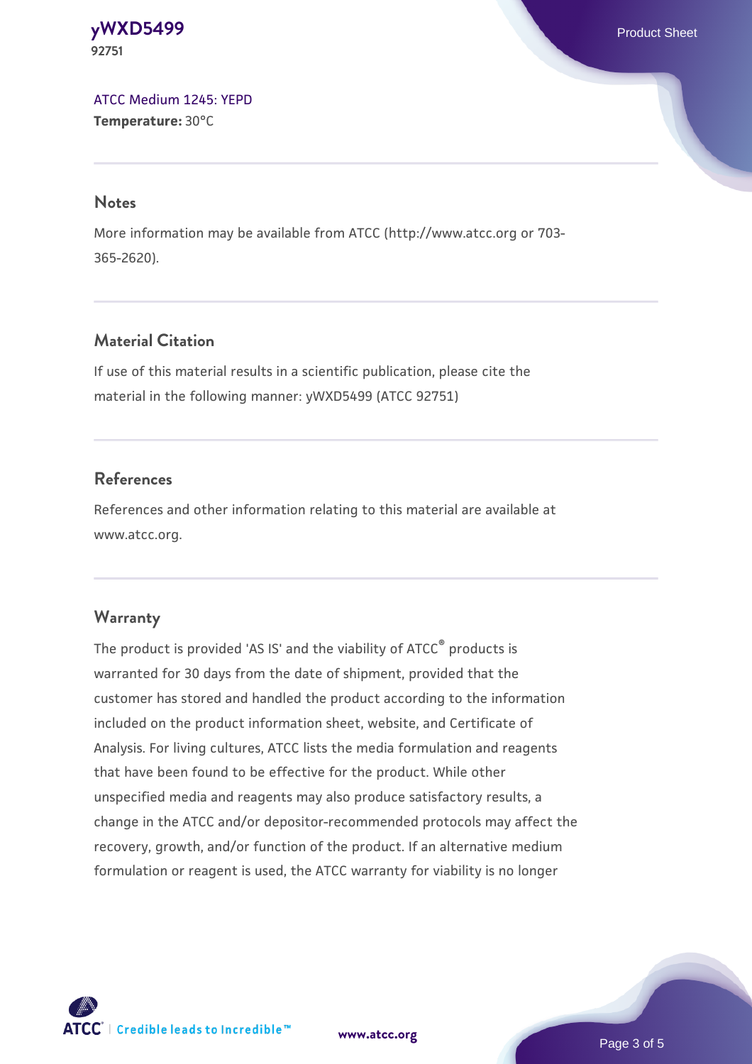[ATCC Medium 1245: YEPD](#)
**Temperature:** 30°C

## Notes

More information may be available from ATCC (http://www.atcc.org or 703-365-2620).

## Material Citation

If use of this material results in a scientific publication, please cite the material in the following manner: yWXD5499 (ATCC 92751)

## References

References and other information relating to this material are available at www.atcc.org.

## Warranty

The product is provided 'AS IS' and the viability of ATCC® products is warranted for 30 days from the date of shipment, provided that the customer has stored and handled the product according to the information included on the product information sheet, website, and Certificate of Analysis. For living cultures, ATCC lists the media formulation and reagents that have been found to be effective for the product. While other unspecified media and reagents may also produce satisfactory results, a change in the ATCC and/or depositor-recommended protocols may affect the recovery, growth, and/or function of the product. If an alternative medium formulation or reagent is used, the ATCC warranty for viability is no longer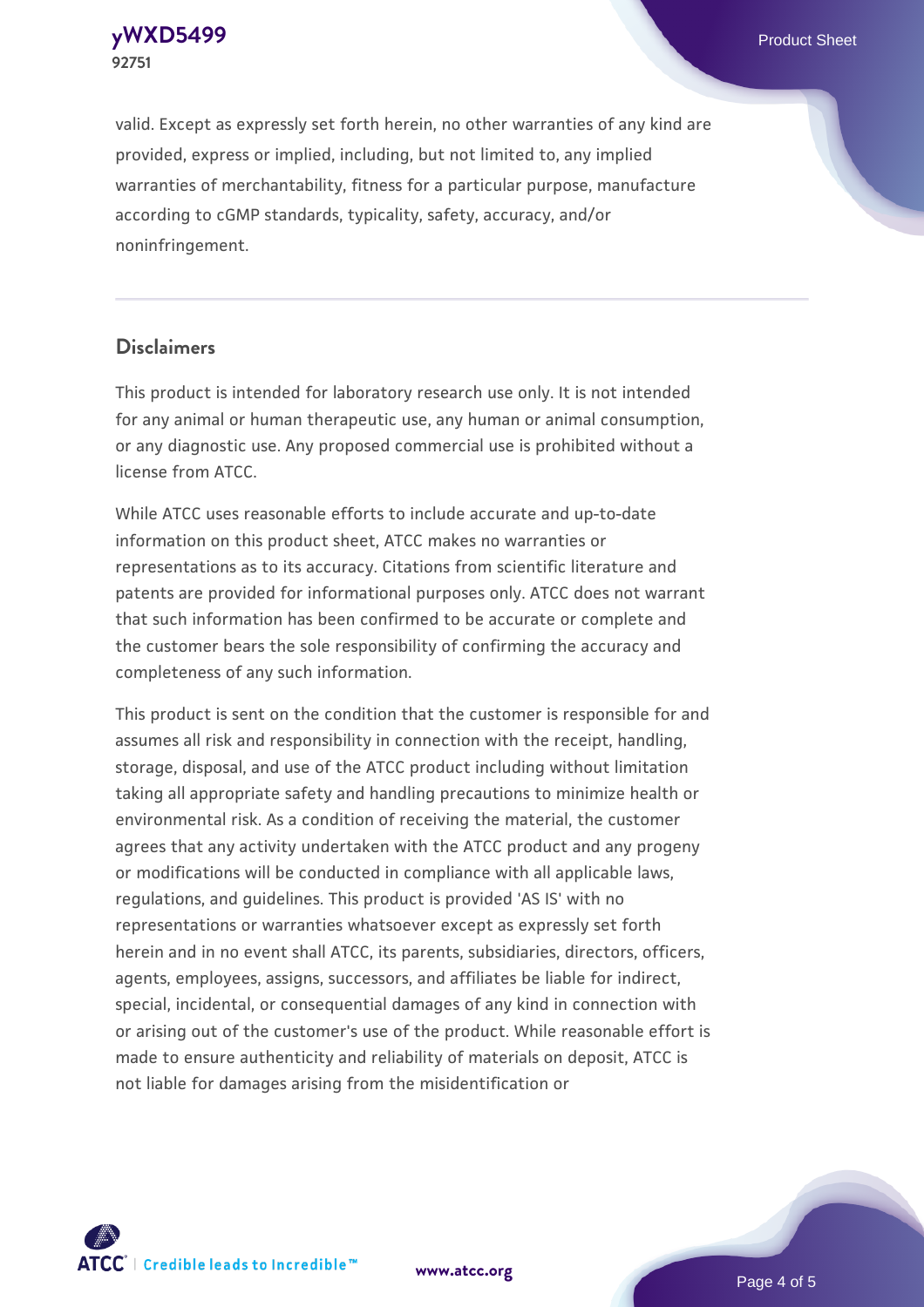valid. Except as expressly set forth herein, no other warranties of any kind are provided, express or implied, including, but not limited to, any implied warranties of merchantability, fitness for a particular purpose, manufacture according to cGMP standards, typicality, safety, accuracy, and/or noninfringement.

## Disclaimers

This product is intended for laboratory research use only. It is not intended for any animal or human therapeutic use, any human or animal consumption, or any diagnostic use. Any proposed commercial use is prohibited without a license from ATCC.

While ATCC uses reasonable efforts to include accurate and up-to-date information on this product sheet, ATCC makes no warranties or representations as to its accuracy. Citations from scientific literature and patents are provided for informational purposes only. ATCC does not warrant that such information has been confirmed to be accurate or complete and the customer bears the sole responsibility of confirming the accuracy and completeness of any such information.

This product is sent on the condition that the customer is responsible for and assumes all risk and responsibility in connection with the receipt, handling, storage, disposal, and use of the ATCC product including without limitation taking all appropriate safety and handling precautions to minimize health or environmental risk. As a condition of receiving the material, the customer agrees that any activity undertaken with the ATCC product and any progeny or modifications will be conducted in compliance with all applicable laws, regulations, and guidelines. This product is provided 'AS IS' with no representations or warranties whatsoever except as expressly set forth herein and in no event shall ATCC, its parents, subsidiaries, directors, officers, agents, employees, assigns, successors, and affiliates be liable for indirect, special, incidental, or consequential damages of any kind in connection with or arising out of the customer's use of the product. While reasonable effort is made to ensure authenticity and reliability of materials on deposit, ATCC is not liable for damages arising from the misidentification or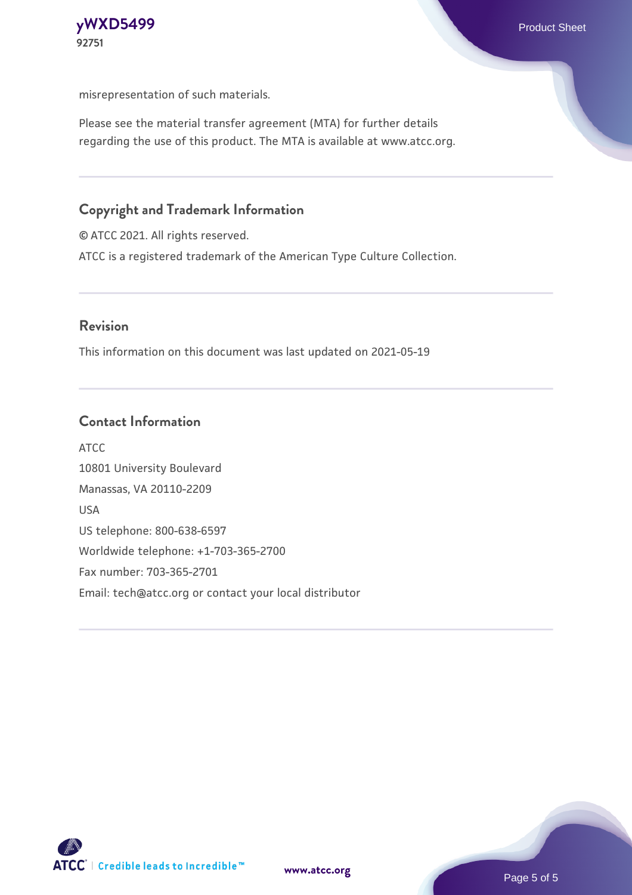misrepresentation of such materials.

Please see the material transfer agreement (MTA) for further details regarding the use of this product. The MTA is available at www.atcc.org.

## Copyright and Trademark Information

© ATCC 2021. All rights reserved.

ATCC is a registered trademark of the American Type Culture Collection.

## Revision

This information on this document was last updated on 2021-05-19

## Contact Information

ATCC
10801 University Boulevard
Manassas, VA 20110-2209
USA
US telephone: 800-638-6597
Worldwide telephone: +1-703-365-2700
Fax number: 703-365-2701
Email: tech@atcc.org or contact your local distributor